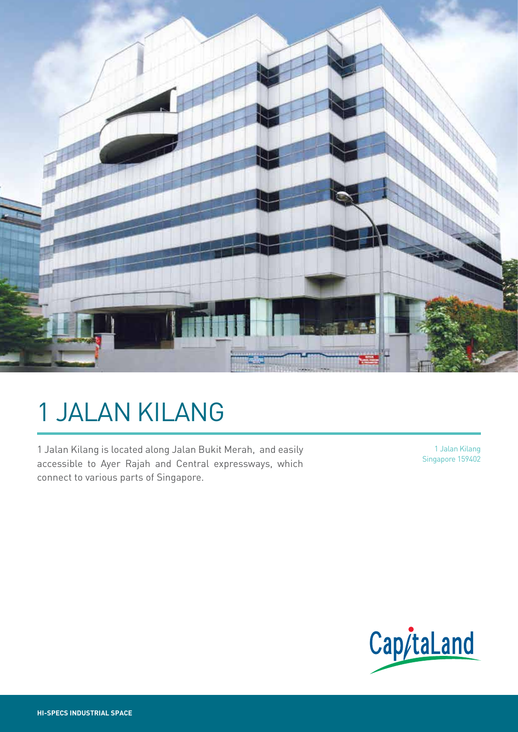# 1 JALAN KILANG

1 Jalan Kilang is located along Jalan Bukit Merah, and easily accessible to Ayer Rajah and Central expressways, which connect to various parts of Singapore.

1 Jalan Kilang
Singapore 159402

CapitaLand

**HI-SPECS INDUSTRIAL SPACE**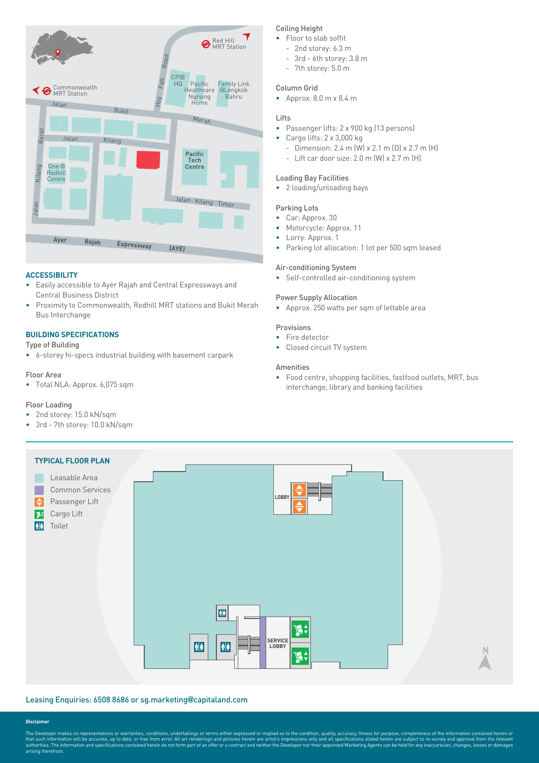Red Hill MRT Station

Commonwealth MRT Station

CPIB HQ

Pacific Healthcare Nursing Home

Family Link @Lengkok Bahru

Hoy Fatt Road

Jalan Bukit Merah

Jalan Kilang

Jalan Kilang Barat

One @ Redhill Centre

Pacific Tech Centre

Jalan Kilang Timor

Ayer Rajah Expressway (AYE)

## ACCESSIBILITY

- Easily accessible to Ayer Rajah and Central Expressways and Central Business District
- Proximity to Commonwealth, Redhill MRT stations and Bukit Merah Bus Interchange

## BUILDING SPECIFICATIONS

### Type of Building

- 6-storey hi-specs industrial building with basement carpark

### Floor Area

- Total NLA: Approx. 6,075 sqm

### Floor Loading

- 2nd storey: 15.0 kN/sqm
- 3rd - 7th storey: 10.0 kN/sqm

### Ceiling Height

- Floor to slab soffit
  - 2nd storey: 6.3 m
  - 3rd - 6th storey: 3.8 m
  - 7th storey: 5.0 m

### Column Grid

- Approx. 8.0 m x 8.4 m

### Lifts

- Passenger lifts: 2 x 900 kg (13 persons)
- Cargo lifts: 2 x 3,000 kg
  - Dimension: 2.4 m (W) x 2.1 m (D) x 2.7 m (H)
  - Lift car door size: 2.0 m (W) x 2.7 m (H)

### Loading Bay Facilities

- 2 loading/unloading bays

### Parking Lots

- Car: Approx. 30
- Motorcycle: Approx. 11
- Lorry: Approx. 1
- Parking lot allocation: 1 lot per 500 sqm leased

### Air-conditioning System

- Self-controlled air-conditioning system

### Power Supply Allocation

- Approx. 250 watts per sqm of lettable area

### Provisions

- Fire detector
- Closed circuit TV system

### Amenities

- Food centre, shopping facilities, fastfood outlets, MRT, bus interchange, library and banking facilities

## TYPICAL FLOOR PLAN

Leasable Area

Common Services

Passenger Lift

Cargo Lift

Toilet

LOBBY

SERVICE LOBBY

N

Leasing Enquiries: 6508 8686 or sg.marketing@capitaland.com

**Disclaimer**

The Developer makes no representations or warranties, conditions, undertakings or terms either expressed or implied as to the condition, quality, accuracy, fitness for purpose, completeness of the information contained herein or that such information will be accurate, up to date, or free from error. All art renderings and pictures herein are artist's impressions only and all specifications stated herein are subject to re-survey and approval from the relevant authorities. The information and specifications contained herein do not form part of an offer or a contract and neither the Developer nor their appointed Marketing Agents can be held for any inaccuracies, changes, losses or damages arising therefrom.